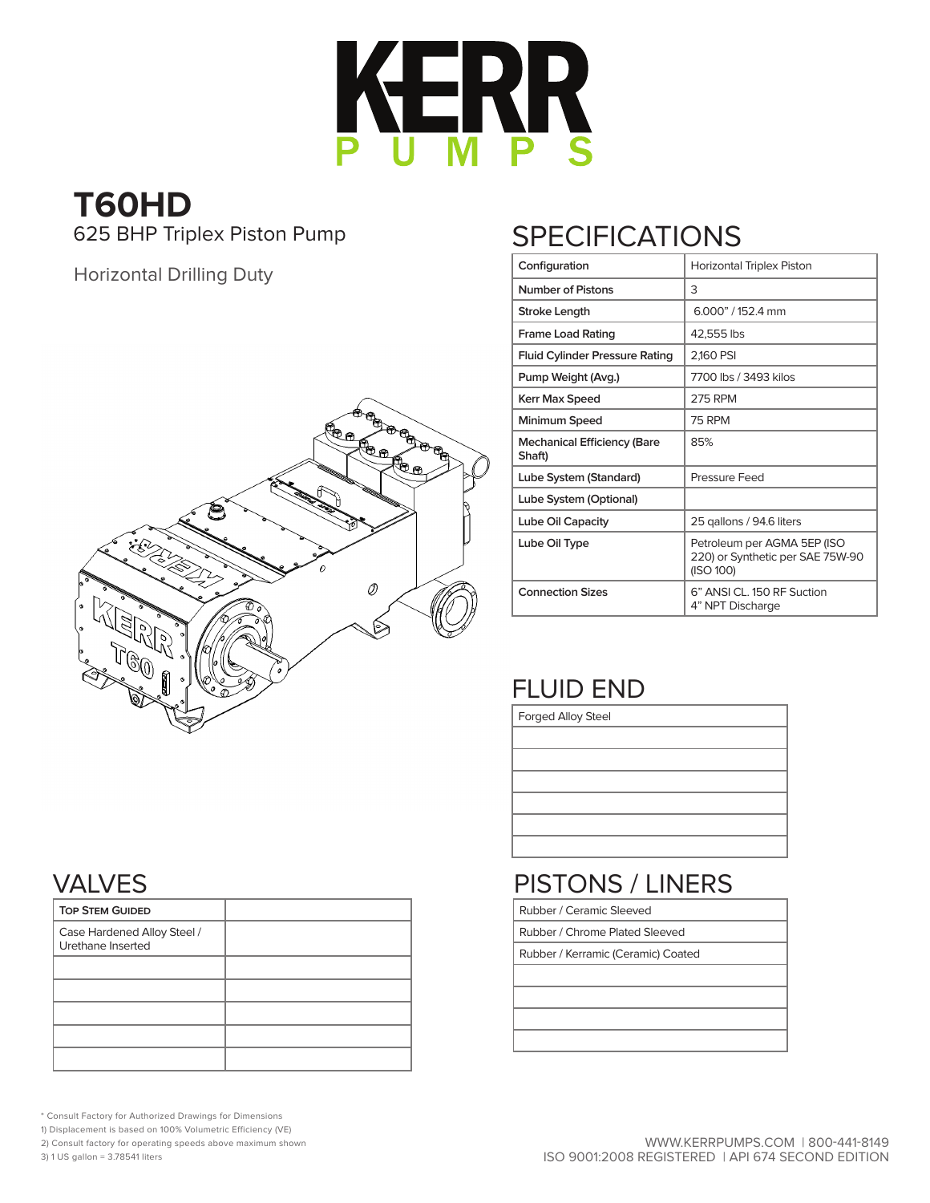# KERR PUMPS

# T60HD

625 BHP Triplex Piston Pump

Horizontal Drilling Duty

## SPECIFICATIONS

| Configuration | Horizontal Triplex Piston |
|---|---|
| Number of Pistons | 3 |
| Stroke Length | 6.000" / 152.4 mm |
| Frame Load Rating | 42,555 lbs |
| Fluid Cylinder Pressure Rating | 2,160 PSI |
| Pump Weight (Avg.) | 7700 lbs / 3493 kilos |
| Kerr Max Speed | 275 RPM |
| Minimum Speed | 75 RPM |
| Mechanical Efficiency (Bare Shaft) | 85% |
| Lube System (Standard) | Pressure Feed |
| Lube System (Optional) | |
| Lube Oil Capacity | 25 gallons / 94.6 liters |
| Lube Oil Type | Petroleum per AGMA 5EP (ISO 220) or Synthetic per SAE 75W-90 (ISO 100) |
| Connection Sizes | 6" ANSI CL. 150 RF Suction<br>4" NPT Discharge |

## FLUID END

| Forged Alloy Steel |
|---|
| |
| |
| |
| |
| |
| |

## VALVES

| TOP STEM GUIDED | |
|---|---|
| Case Hardened Alloy Steel / Urethane Inserted | |
| | |
| | |
| | |
| | |
| | |

## PISTONS / LINERS

| Rubber / Ceramic Sleeved |
|---|
| Rubber / Chrome Plated Sleeved |
| Rubber / Kerramic (Ceramic) Coated |
| |
| |
| |
| |

\* Consult Factory for Authorized Drawings for Dimensions
1) Displacement is based on 100% Volumetric Efficiency (VE)
2) Consult factory for operating speeds above maximum shown
3) 1 US gallon = 3.78541 liters

WWW.KERRPUMPS.COM | 800-441-8149
ISO 9001:2008 REGISTERED | API 674 SECOND EDITION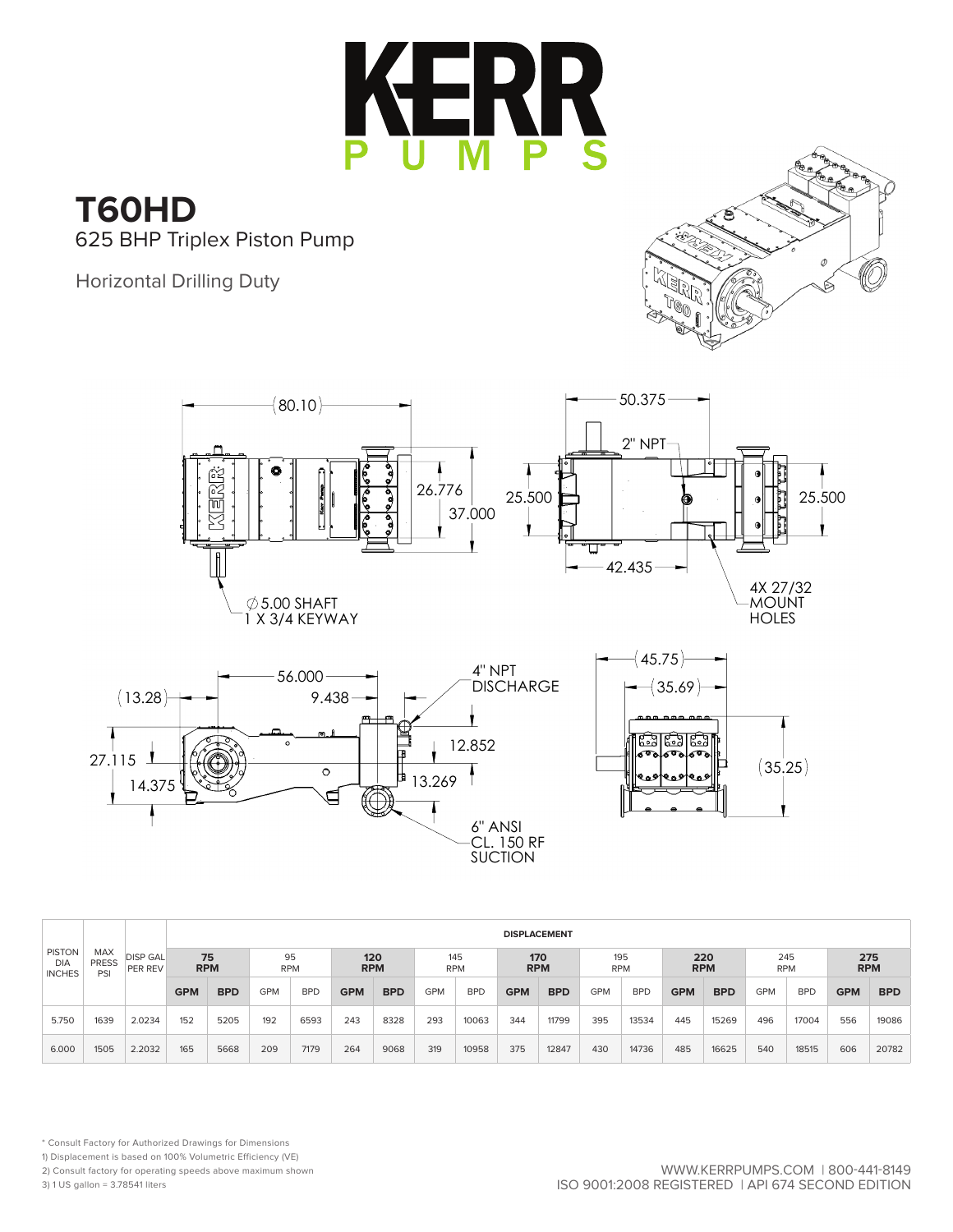# T60HD

625 BHP Triplex Piston Pump

Horizontal Drilling Duty

(80.10)
26.776
37.000
⌀5.00 SHAFT
1 X 3/4 KEYWAY

50.375
2" NPT
25.500
25.500
42.435
4X 27/32
MOUNT
HOLES

56.000
9.438
(13.28)
27.115
14.375
4" NPT
DISCHARGE
12.852
13.269
6" ANSI
CL. 150 RF
SUCTION

(45.75)
(35.69)
(35.25)

| PISTON DIA INCHES | MAX PRESS PSI | DISP GAL PER REV | DISPLACEMENT | | | | | | | | | | | | | | | | | |
|---|---|---|---|---|---|---|---|---|---|---|---|---|---|---|---|---|---|---|---|---|
| | | | 75 RPM | | 95 RPM | | 120 RPM | | 145 RPM | | 170 RPM | | 195 RPM | | 220 RPM | | 245 RPM | | 275 RPM | |
| | | | GPM | BPD | GPM | BPD | GPM | BPD | GPM | BPD | GPM | BPD | GPM | BPD | GPM | BPD | GPM | BPD | GPM | BPD |
| 5.750 | 1639 | 2.0234 | 152 | 5205 | 192 | 6593 | 243 | 8328 | 293 | 10063 | 344 | 11799 | 395 | 13534 | 445 | 15269 | 496 | 17004 | 556 | 19086 |
| 6.000 | 1505 | 2.2032 | 165 | 5668 | 209 | 7179 | 264 | 9068 | 319 | 10958 | 375 | 12847 | 430 | 14736 | 485 | 16625 | 540 | 18515 | 606 | 20782 |

\* Consult Factory for Authorized Drawings for Dimensions

1) Displacement is based on 100% Volumetric Efficiency (VE)

2) Consult factory for operating speeds above maximum shown

3) 1 US gallon = 3.78541 liters

WWW.KERRPUMPS.COM | 800-441-8149
ISO 9001:2008 REGISTERED | API 674 SECOND EDITION